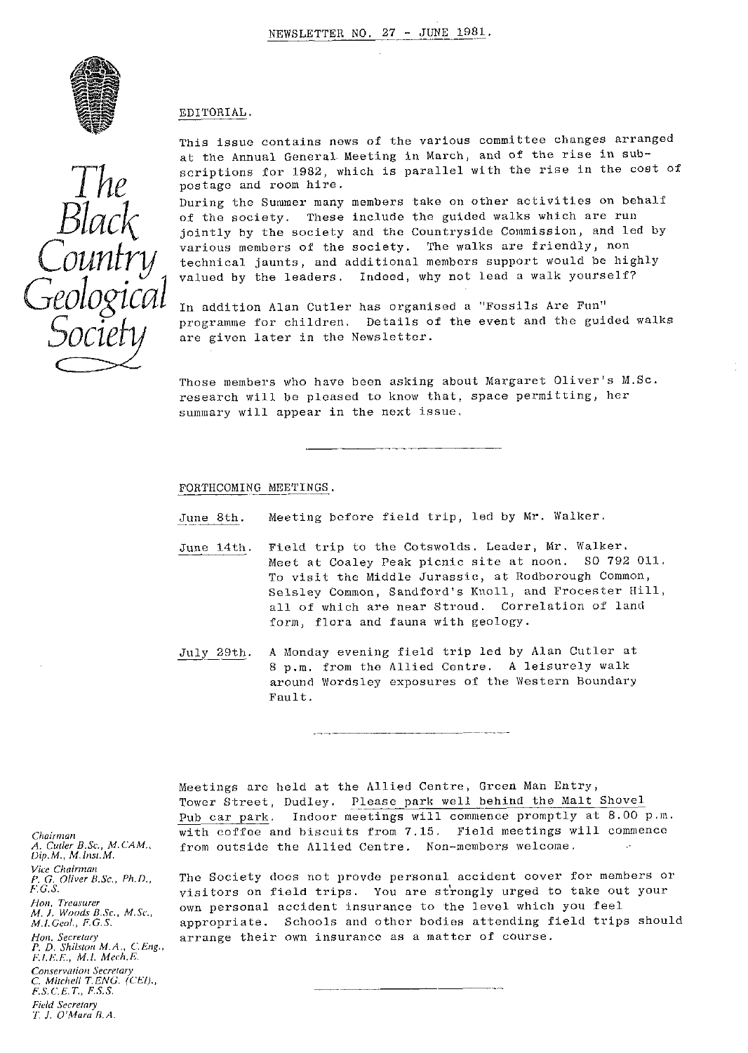NEWSLETTER NO. 27 - JUNE 1981.

# The Black Country Geological Society

## EDITORIAL.

This issue contains news of the various committee changes arranged at the Annual General Meeting in March, and of the rise in subscriptions for 1982, which is parallel with the rise in the cost of postage and room hire.

During the Summer many members take on other activities on behalf of the society. These include the guided walks which are run jointly by the society and the Countryside Commission, and led by various members of the society. The walks are friendly, non technical jaunts, and additional members support would be highly valued by the leaders. Indeed, why not lead a walk yourself?

In addition Alan Cutler has organised a "Fossils Are Fun" programme for children. Details of the event and the guided walks are given later in the Newsletter.

Those members who have been asking about Margaret Oliver's M.Sc. research will be pleased to know that, space permitting, her summary will appear in the next issue.

## FORTHCOMING MEETINGS.

June 8th. Meeting before field trip, led by Mr. Walker.

June 14th. Field trip to the Cotswolds. Leader, Mr. Walker. Meet at Coaley Peak picnic site at noon. SO 792 011. To visit the Middle Jurassic, at Rodborough Common, Selsley Common, Sandford's Knoll, and Frocester Hill, all of which are near Stroud. Correlation of land form, flora and fauna with geology.

July 29th. A Monday evening field trip led by Alan Cutler at 8 p.m. from the Allied Centre. A leisurely walk around Wordsley exposures of the Western Boundary Fault.

Meetings are held at the Allied Centre, Green Man Entry, Tower Street, Dudley. Please park well behind the Malt Shovel Pub car park. Indoor meetings will commence promptly at 8.00 p.m. with coffee and biscuits from 7.15. Field meetings will commence from outside the Allied Centre. Non-members welcome.

The Society does not provde personal accident cover for members or visitors on field trips. You are strongly urged to take out your own personal accident insurance to the level which you feel appropriate. Schools and other bodies attending field trips should arrange their own insurance as a matter of course.

*Chairman*
A. Cutler B.Sc., M.CAM., Dip.M., M.Inst.M.

*Vice Chairman*
P. G. Oliver B.Sc., Ph.D., F.G.S.

*Hon. Treasurer*
M. J. Woods B.Sc., M.Sc., M.I.Geol., F.G.S.

*Hon. Secretary*
P. D. Shilston M.A., C.Eng., F.I.E.E., M.I. Mech.E.

*Conservation Secretary*
C. Mitchell T.ENG. (CEI)., F.S.C.E.T., F.S.S.

*Field Secretary*
T. J. O'Mara B.A.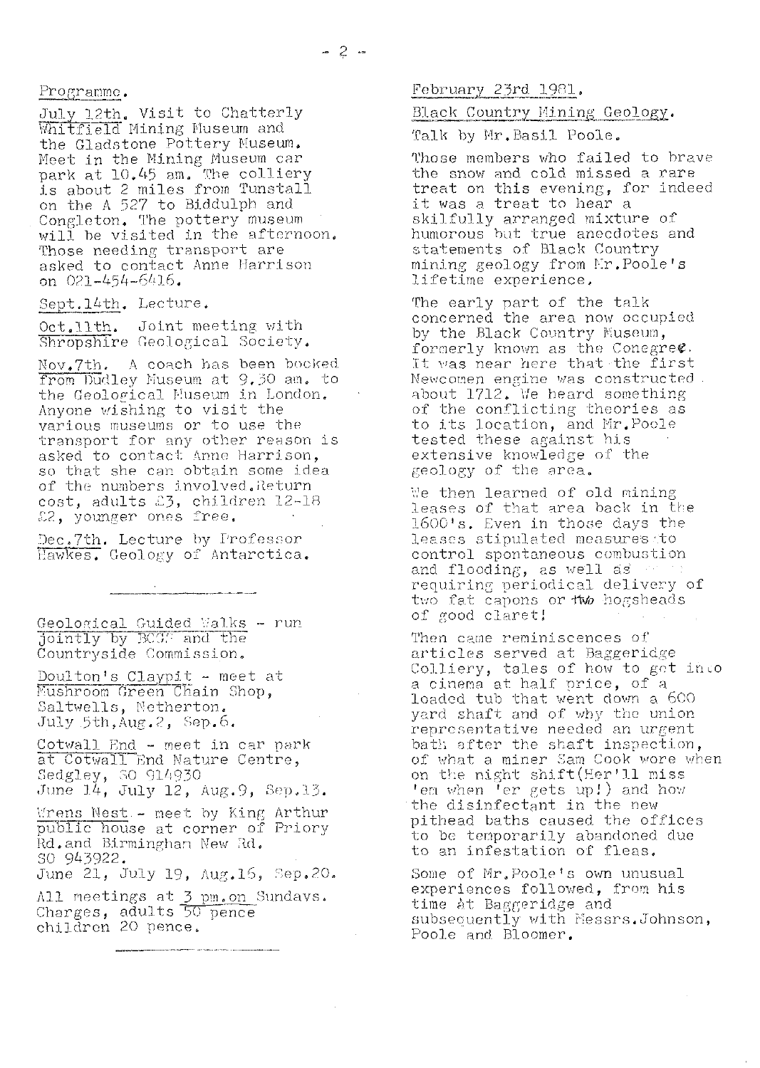Programme.

July 12th. Visit to Chatterly Whitfield Mining Museum and the Gladstone Pottery Museum. Meet in the Mining Museum car park at 10.45 am. The colliery is about 2 miles from Tunstall on the A 527 to Biddulph and Congleton. The pottery museum will be visited in the afternoon. Those needing transport are asked to contact Anne Harrison on 021-454-6416.

Sept.14th. Lecture.

Oct.11th. Joint meeting with Shropshire Geological Society.

Nov.7th. A coach has been booked from Dudley Museum at 9.30 am. to the Geological Museum in London. Anyone wishing to visit the various museums or to use the transport for any other reason is asked to contact Anne Harrison, so that she can obtain some idea of the numbers involved. Return cost, adults £3, children 12-18 £2, younger ones free.

Dec.7th. Lecture by Professor Hawkes. Geology of Antarctica.

---

Geological Guided Walks - run jointly by BCGS and the Countryside Commission.

Doulton's Claypit - meet at Mushroom Green Chain Shop, Saltwells, Netherton. July 5th, Aug.2, Sep.6.

Cotwall End - meet in car park at Cotwall End Nature Centre, Sedgley, SO 914930 June 14, July 12, Aug.9, Sep.13.

Wrens Nest - meet by King Arthur public house at corner of Priory Rd. and Birmingham New Rd. SO 943922. June 21, July 19, Aug.16, Sep.20.

All meetings at 3 pm. on Sundays. Charges, adults 50 pence children 20 pence.

---

February 23rd 1981.

Black Country Mining Geology.

Talk by Mr. Basil Poole.

Those members who failed to brave the snow and cold missed a rare treat on this evening, for indeed it was a treat to hear a skilfully arranged mixture of humorous but true anecdotes and statements of Black Country mining geology from Mr. Poole's lifetime experience.

The early part of the talk concerned the area now occupied by the Black Country Museum, formerly known as the Conegree. It was near here that the first Newcomen engine was constructed about 1712. We heard something of the conflicting theories as to its location, and Mr. Poole tested these against his extensive knowledge of the geology of the area.

We then learned of old mining leases of that area back in the 1600's. Even in those days the leases stipulated measures to control spontaneous combustion and flooding, as well as requiring periodical delivery of two fat capons or two hogsheads of good claret!

Then came reminiscences of articles served at Baggeridge Colliery, tales of how to get into a cinema at half price, of a loaded tub that went down a 600 yard shaft and of why the union representative needed an urgent bath after the shaft inspection, of what a miner Sam Cook wore when on the night shift (Her'll miss 'em when 'er gets up!) and how the disinfectant in the new pithead baths caused the offices to be temporarily abandoned due to an infestation of fleas.

Some of Mr. Poole's own unusual experiences followed, from his time At Baggeridge and subsequently with Messrs. Johnson, Poole and Bloomer.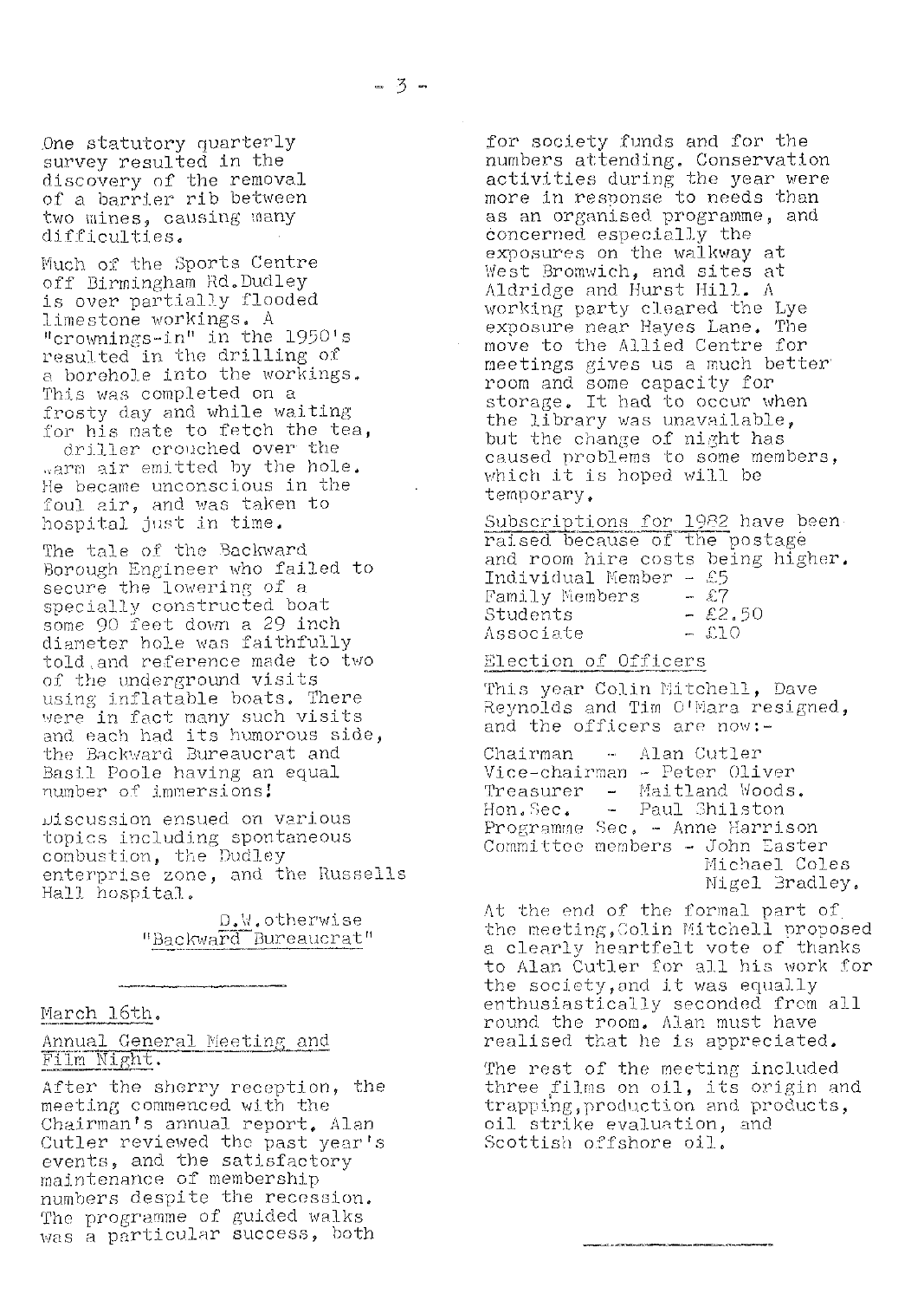One statutory quarterly survey resulted in the discovery of the removal of a barrier rib between two mines, causing many difficulties.

Much of the Sports Centre off Birmingham Rd.Dudley is over partially flooded limestone workings. A "crownings-in" in the 1950's resulted in the drilling of a borehole into the workings. This was completed on a frosty day and while waiting for his mate to fetch the tea, driller crouched over the warm air emitted by the hole. He became unconscious in the foul air, and was taken to hospital just in time.

The tale of the Backward Borough Engineer who failed to secure the lowering of a specially constructed boat some 90 feet down a 29 inch diameter hole was faithfully told and reference made to two of the underground visits using inflatable boats. There were in fact many such visits and each had its humorous side, the Backward Bureaucrat and Basil Poole having an equal number of immersions!

Discussion ensued on various topics including spontaneous combustion, the Dudley enterprise zone, and the Russells Hall hospital.

D.W. otherwise "Backward Bureaucrat"

---

## March 16th.

## Annual General Meeting and Film Night.

After the sherry reception, the meeting commenced with the Chairman's annual report. Alan Cutler reviewed the past year's events, and the satisfactory maintenance of membership numbers despite the recession. The programme of guided walks was a particular success, both for society funds and for the numbers attending. Conservation activities during the year were more in response to needs than as an organised programme, and concerned especially the exposures on the walkway at West Bromwich, and sites at Aldridge and Hurst Hill. A working party cleared the Lye exposure near Hayes Lane. The move to the Allied Centre for meetings gives us a much better room and some capacity for storage. It had to occur when the library was unavailable, but the change of night has caused problems to some members, which it is hoped will be temporary.

Subscriptions for 1982 have been raised because of the postage and room hire costs being higher.

| | |
|---|---|
| Individual Member | - £5 |
| Family Members | - £7 |
| Students | - £2.50 |
| Associate | - £10 |

Election of Officers

This year Colin Mitchell, Dave Reynolds and Tim O'Mara resigned, and the officers are now:-

Chairman - Alan Cutler
Vice-chairman - Peter Oliver
Treasurer - Maitland Woods.
Hon.Sec. - Paul Shilston
Programme Sec. - Anne Harrison
Committee members - John Easter
Michael Coles
Nigel Bradley.

At the end of the formal part of the meeting, Colin Mitchell proposed a clearly heartfelt vote of thanks to Alan Cutler for all his work for the society, and it was equally enthusiastically seconded from all round the room. Alan must have realised that he is appreciated.

The rest of the meeting included three films on oil, its origin and trapping, production and products, oil strike evaluation, and Scottish offshore oil.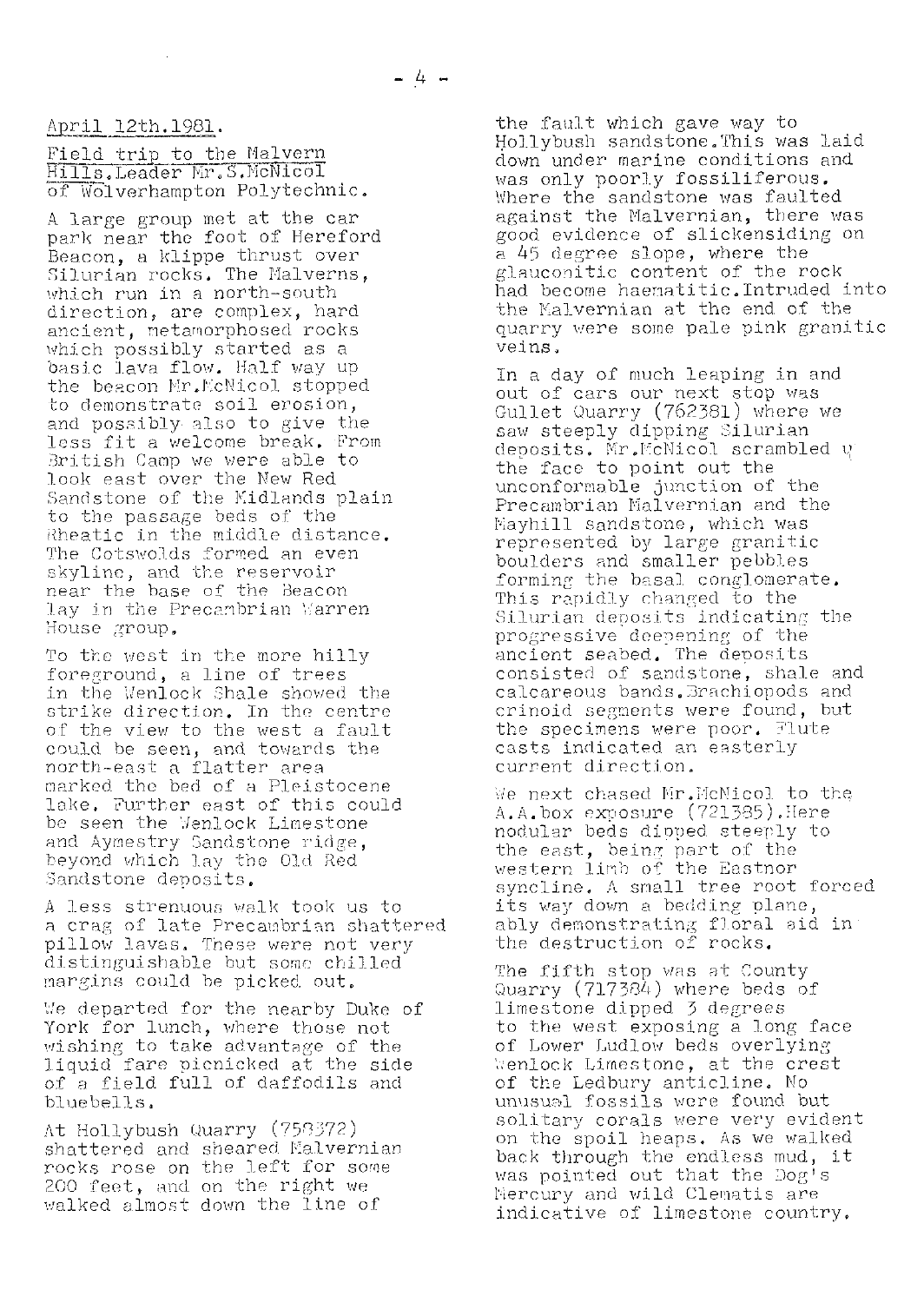## April 12th.1981.

Field trip to the Malvern Hills. Leader Mr.S.McNicol of Wolverhampton Polytechnic.

A large group met at the car park near the foot of Hereford Beacon, a klippe thrust over Silurian rocks. The Malverns, which run in a north-south direction, are complex, hard ancient, metamorphosed rocks which possibly started as a basic lava flow. Half way up the beacon Mr.McNicol stopped to demonstrate soil erosion, and possibly also to give the less fit a welcome break. From British Camp we were able to look east over the New Red Sandstone of the Midlands plain to the passage beds of the Rheatic in the middle distance. The Cotswolds formed an even skyline, and the reservoir near the base of the Beacon lay in the Precambrian Warren House group.

To the west in the more hilly foreground, a line of trees in the Wenlock Shale showed the strike direction. In the centre of the view to the west a fault could be seen, and towards the north-east a flatter area marked the bed of a Pleistocene lake. Further east of this could be seen the Wenlock Limestone and Aymestry Sandstone ridge, beyond which lay the Old Red Sandstone deposits.

A less strenuous walk took us to a crag of late Precambrian shattered pillow lavas. These were not very distinguishable but some chilled margins could be picked out.

We departed for the nearby Duke of York for lunch, where those not wishing to take advantage of the liquid fare picnicked at the side of a field full of daffodils and bluebells.

At Hollybush Quarry (758372) shattered and sheared Malvernian rocks rose on the left for some 200 feet, and on the right we walked almost down the line of the fault which gave way to Hollybush sandstone. This was laid down under marine conditions and was only poorly fossiliferous. Where the sandstone was faulted against the Malvernian, there was good evidence of slickensiding on a 45 degree slope, where the glauconitic content of the rock had become haematitic. Intruded into the Malvernian at the end of the quarry were some pale pink granitic veins.

In a day of much leaping in and out of cars our next stop was Gullet Quarry (762381) where we saw steeply dipping Silurian deposits. Mr.McNicol scrambled up the face to point out the unconformable junction of the Precambrian Malvernian and the Mayhill sandstone, which was represented by large granitic boulders and smaller pebbles forming the basal conglomerate. This rapidly changed to the Silurian deposits indicating the progressive deepening of the ancient seabed. The deposits consisted of sandstone, shale and calcareous bands. Brachiopods and crinoid segments were found, but the specimens were poor. Flute casts indicated an easterly current direction.

We next chased Mr.McNicol to the A.A.box exposure (721385). Here nodular beds dipped steeply to the east, being part of the western limb of the Eastnor syncline. A small tree root forced its way down a bedding plane, ably demonstrating floral aid in the destruction of rocks.

The fifth stop was at County Quarry (717384) where beds of limestone dipped 3 degrees to the west exposing a long face of Lower Ludlow beds overlying Wenlock Limestone, at the crest of the Ledbury anticline. No unusual fossils were found but solitary corals were very evident on the spoil heaps. As we walked back through the endless mud, it was pointed out that the Dog's Mercury and wild Clematis are indicative of limestone country.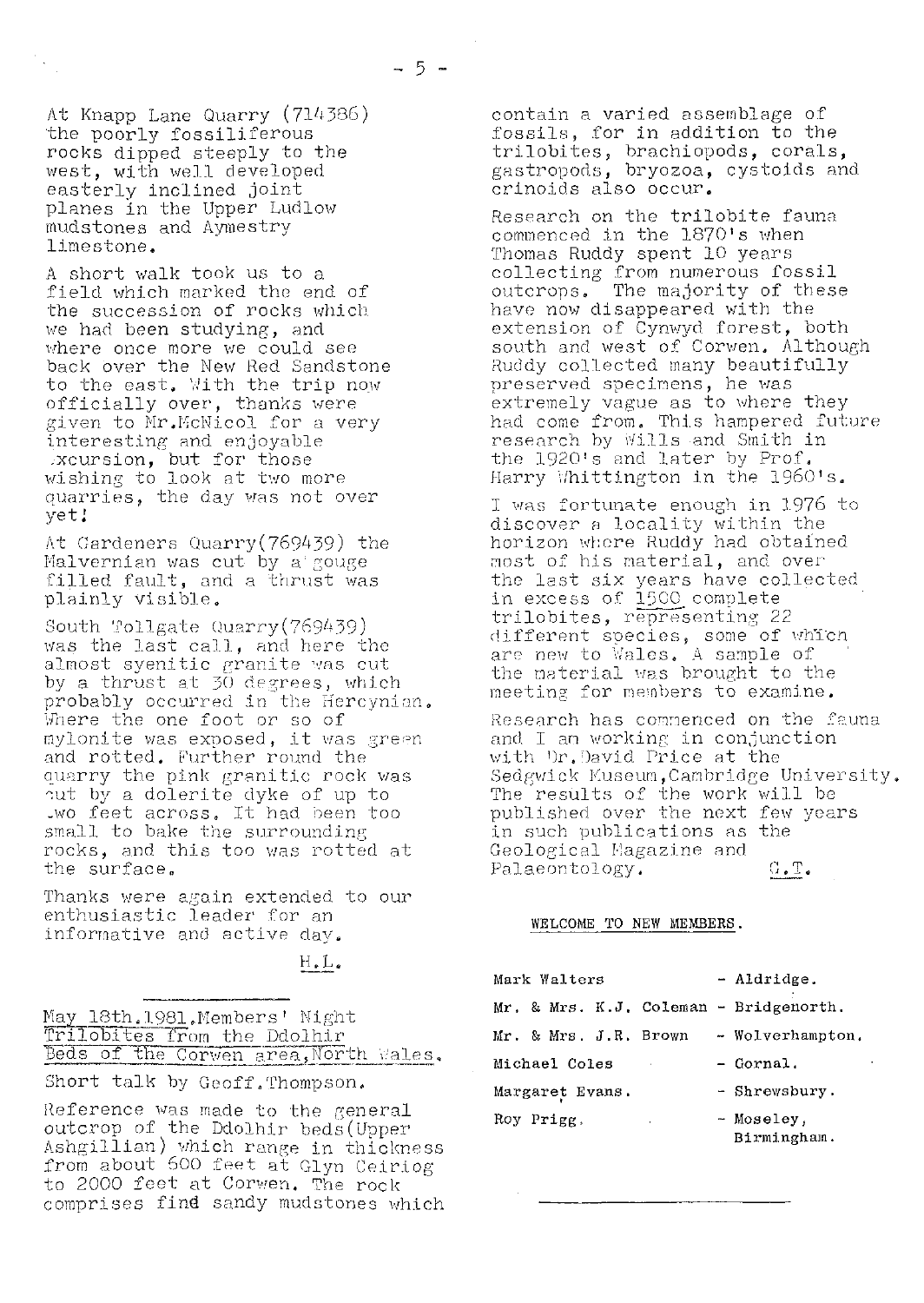At Knapp Lane Quarry (714386) the poorly fossiliferous rocks dipped steeply to the west, with well developed easterly inclined joint planes in the Upper Ludlow mudstones and Aymestry limestone.

A short walk took us to a field which marked the end of the succession of rocks which we had been studying, and where once more we could see back over the New Red Sandstone to the east. With the trip now officially over, thanks were given to Mr.McNicol for a very interesting and enjoyable excursion, but for those wishing to look at two more quarries, the day was not over yet!

At Gardeners Quarry(769439) the Malvernian was cut by a gouge filled fault, and a thrust was plainly visible.

South Tollgate Quarry(769439) was the last call, and here the almost syenitic granite was cut by a thrust at 30 degrees, which probably occurred in the Hercynian. Where the one foot or so of mylonite was exposed, it was green and rotted. Further round the quarry the pink granitic rock was cut by a dolerite dyke of up to two feet across. It had been too small to bake the surrounding rocks, and this too was rotted at the surface.

Thanks were again extended to our enthusiastic leader for an informative and active day.

H.L.

---

May 18th.1981,Members' Night
Trilobites from the Ddolhir Beds of the Corwen area,North Wales.

Short talk by Geoff.Thompson.

Reference was made to the general outcrop of the Ddolhir beds(Upper Ashgillian) which range in thickness from about 600 feet at Glyn Ceiriog to 2000 feet at Corwen. The rock comprises find sandy mudstones which contain a varied assemblage of fossils, for in addition to the trilobites, brachiopods, corals, gastropods, bryozoa, cystoids and crinoids also occur.

Research on the trilobite fauna commenced in the 1870's when Thomas Ruddy spent 10 years collecting from numerous fossil outcrops. The majority of these have now disappeared with the extension of Cynwyd forest, both south and west of Corwen. Although Ruddy collected many beautifully preserved specimens, he was extremely vague as to where they had come from. This hampered future research by Wills and Smith in the 1920's and later by Prof. Harry Whittington in the 1960's.

I was fortunate enough in 1976 to discover a locality within the horizon where Ruddy had obtained most of his material, and over the last six years have collected in excess of 1500 complete trilobites, representing 22 different species, some of which are new to Wales. A sample of the material was brought to the meeting for members to examine.

Research has commenced on the fauna and I am working in conjunction with Dr.David Price at the Sedgwick Museum,Cambridge University. The results of the work will be published over the next few years in such publications as the Geological Magazine and Palaeontology.

G.T.

## WELCOME TO NEW MEMBERS.

| | |
|---|---|
| Mark Walters | - Aldridge. |
| Mr. & Mrs. K.J. Coleman | - Bridgenorth. |
| Mr. & Mrs. J.R. Brown | - Wolverhampton. |
| Michael Coles | - Gornal. |
| Margaret Evans. | - Shrewsbury. |
| Roy Prigg. | - Moseley, Birmingham. |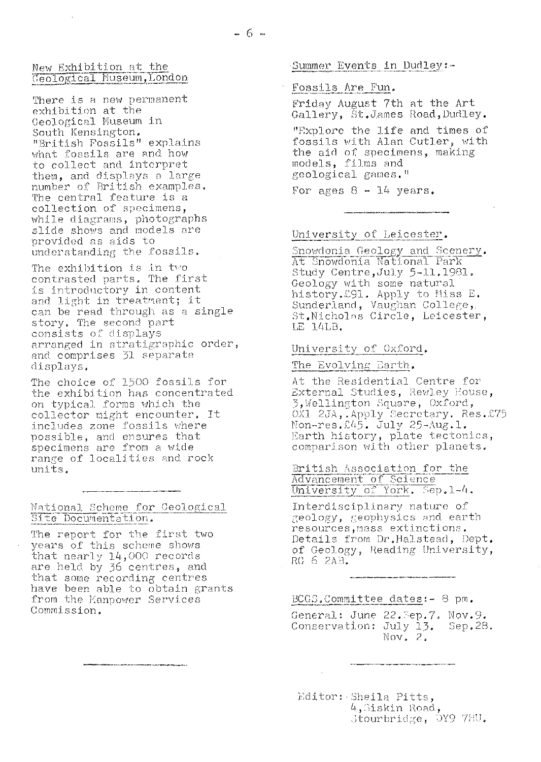## New Exhibition at the Geological Museum, London

There is a new permanent exhibition at the Geological Museum in South Kensington. "British Fossils" explains what fossils are and how to collect and interpret them, and displays a large number of British examples. The central feature is a collection of specimens, while diagrams, photographs slide shows and models are provided as aids to understanding the fossils.

The exhibition is in two contrasted parts. The first is introductory in content and light in treatment; it can be read through as a single story. The second part consists of displays arranged in stratigraphic order, and comprises 31 separate displays.

The choice of 1500 fossils for the exhibition has concentrated on typical forms which the collector might encounter. It includes zone fossils where possible, and ensures that specimens are from a wide range of localities and rock units.

---

## National Scheme for Geological Site Documentation.

The report for the first two years of this scheme shows that nearly 14,000 records are held by 36 centres, and that some recording centres have been able to obtain grants from the Manpower Services Commission.

---

## Summer Events in Dudley:-

### Fossils Are Fun.

Friday August 7th at the Art Gallery, St.James Road, Dudley.

"Explore the life and times of fossils with Alan Cutler, with the aid of specimens, making models, films and geological games."

For ages 8 - 14 years.

---

### University of Leicester.

Snowdonia Geology and Scenery. At Snowdonia National Park Study Centre, July 5-11.1981. Geology with some natural history. £91. Apply to Miss E. Sunderland, Vaughan College, St.Nicholas Circle, Leicester, LE 14LB.

### University of Oxford.

The Evolving Earth.

At the Residential Centre for External Studies, Rewley House, 3, Wellington Square, Oxford, OX1 2JA,. Apply Secretary. Res.£75 Non-res.£45. July 25-Aug.1. Earth history, plate tectonics, comparison with other planets.

### British Association for the Advancement of Science University of York. Sep.1-4.

Interdisciplinary nature of geology, geophysics and earth resources, mass extinctions. Details from Dr.Halstead, Dept. of Geology, Reading University, RG 6 2AB.

---

BCGS.Committee dates:- 8 pm.

General: June 22. Sep.7. Nov.9.
Conservation: July 13. Sep.28. Nov. 2.

---

Editor: Sheila Pitts,
4, Siskin Road,
Stourbridge, DY9 7HU.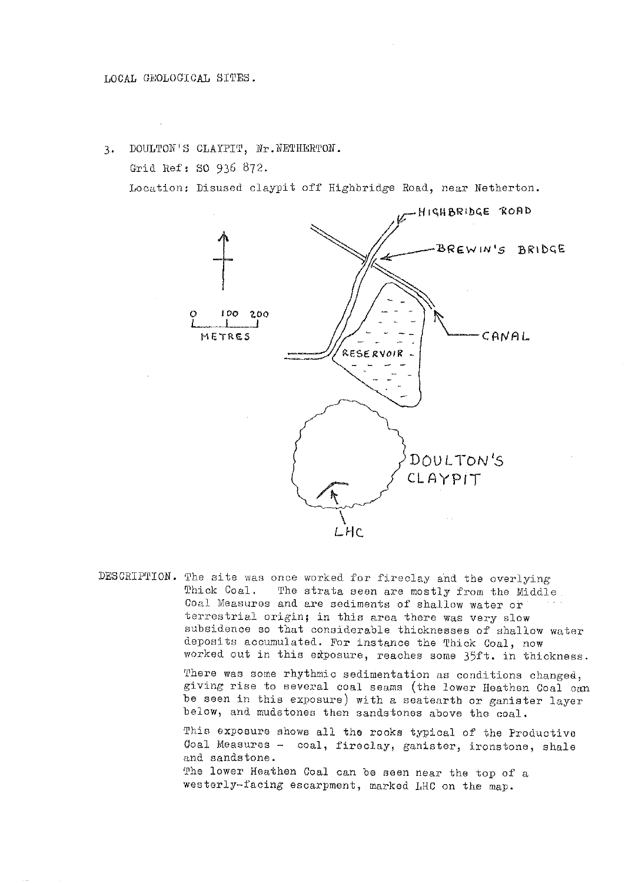LOCAL GEOLOGICAL SITES.

3. DOULTON'S CLAYPIT, Nr. NETHERTON.

Grid Ref: SO 936 872.

Location: Disused claypit off Highbridge Road, near Netherton.

HIGHBRIDGE ROAD

BREWIN'S BRIDGE

CANAL

RESERVOIR

0 100 200
METRES

DOULTON'S CLAYPIT

LHC

DESCRIPTION. The site was once worked for fireclay and the overlying Thick Coal. The strata seen are mostly from the Middle Coal Measures and are sediments of shallow water or terrestrial origin; in this area there was very slow subsidence so that considerable thicknesses of shallow water deposits accumulated. For instance the Thick Coal, now worked out in this exposure, reaches some 35ft. in thickness.

There was some rhythmic sedimentation as conditions changed, giving rise to several coal seams (the lower Heathen Coal can be seen in this exposure) with a seatearth or ganister layer below, and mudstones then sandstones above the coal.

This exposure shows all the rocks typical of the Productive Coal Measures - coal, fireclay, ganister, ironstone, shale and sandstone.

The lower Heathen Coal can be seen near the top of a westerly-facing escarpment, marked LHC on the map.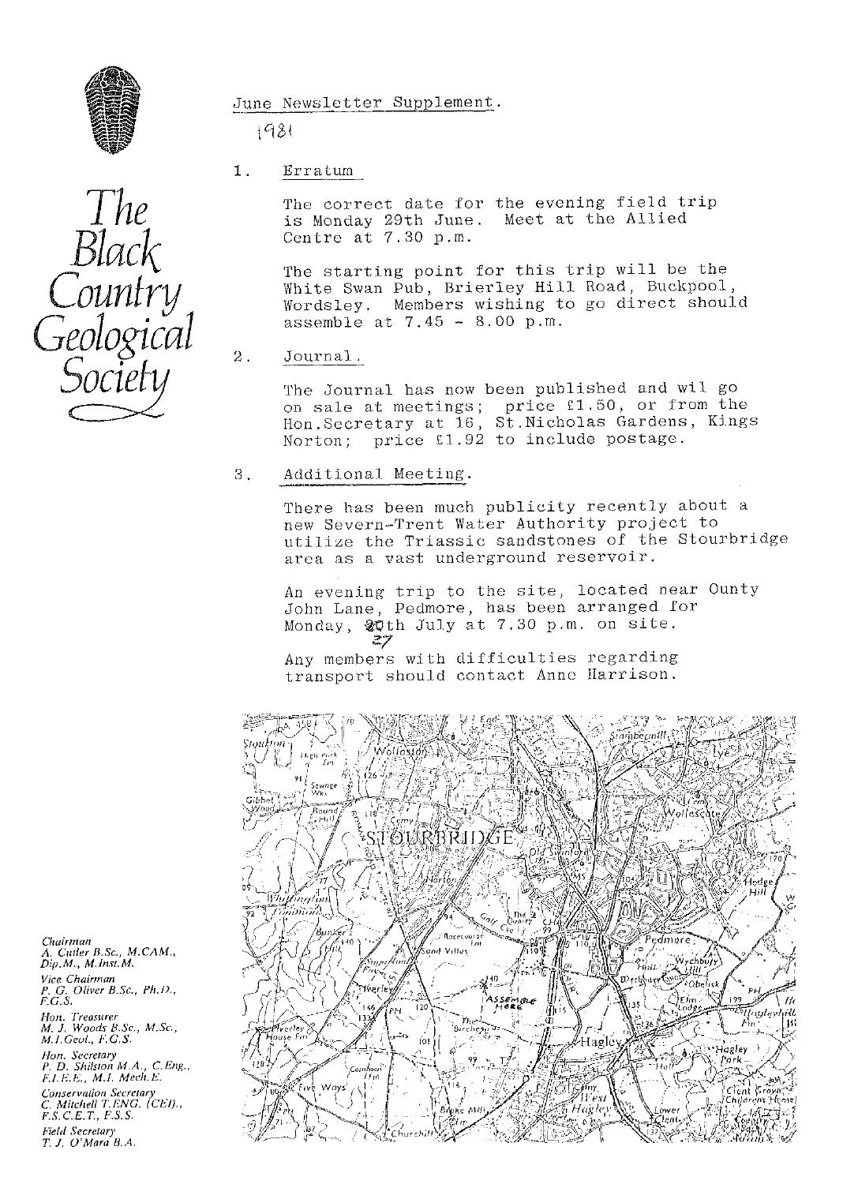# The Black Country Geological Society

June Newsletter Supplement.

1981

1. **Erratum**

   The correct date for the evening field trip is Monday 29th June. Meet at the Allied Centre at 7.30 p.m.

   The starting point for this trip will be the White Swan Pub, Brierley Hill Road, Buckpool, Wordsley. Members wishing to go direct should assemble at 7.45 - 8.00 p.m.

2. **Journal.**

   The Journal has now been published and wil go on sale at meetings; price £1.50, or from the Hon.Secretary at 16, St.Nicholas Gardens, Kings Norton; price £1.92 to include postage.

3. **Additional Meeting.**

   There has been much publicity recently about a new Severn-Trent Water Authority project to utilize the Triassic sandstones of the Stourbridge area as a vast underground reservoir.

   An evening trip to the site, located near Ounty John Lane, Pedmore, has been arranged for Monday, ~~20th~~ 27th July at 7.30 p.m. on site.

   Any members with difficulties regarding transport should contact Anne Harrison.

*Chairman*
A. Cutler B.Sc., M.CAM., Dip.M., M.Inst.M.

*Vice Chairman*
P. G. Oliver B.Sc., Ph.D., F.G.S.

*Hon. Treasurer*
M. J. Woods B.Sc., M.Sc., M.I.Geol., F.G.S.

*Hon. Secretary*
P. D. Shilston M.A., C.Eng., F.I.E.E., M.I. Mech.E.

*Conservation Secretary*
C. Mitchell T.ENG. (CEI)., F.S.C.E.T., F.S.S.

*Field Secretary*
T. J. O'Mara B.A.